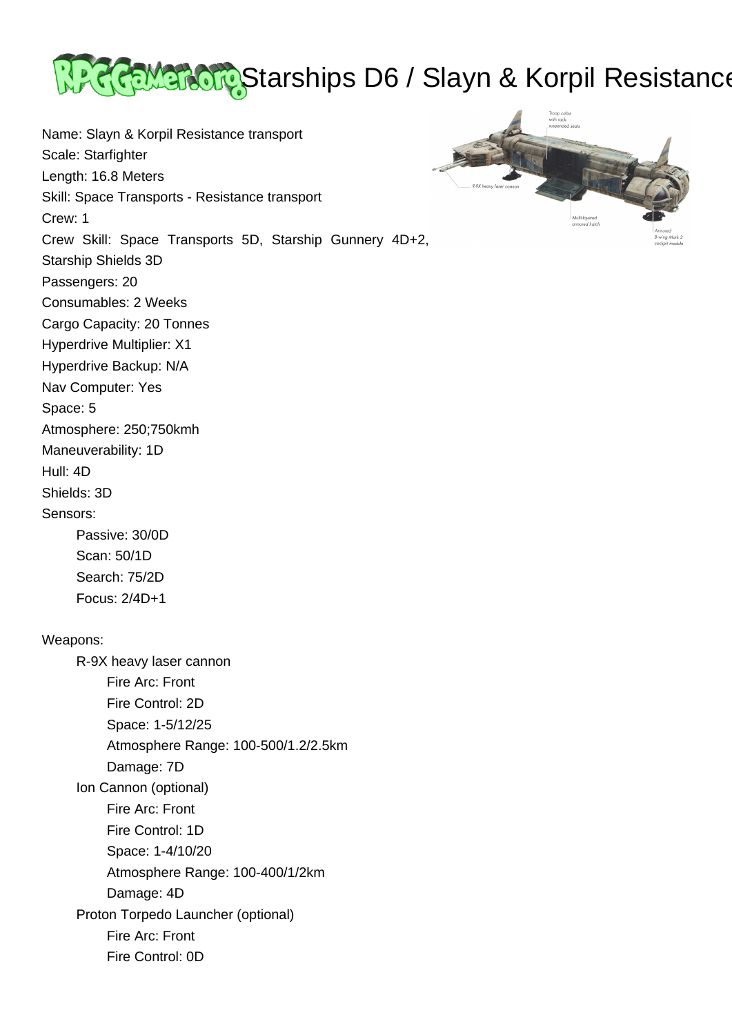# Starships D6 / Slayn & Korpil Resistance

Name: Slayn & Korpil Resistance transport
Scale: Starfighter
Length: 16.8 Meters
Skill: Space Transports - Resistance transport
Crew: 1
Crew Skill: Space Transports 5D, Starship Gunnery 4D+2, Starship Shields 3D
Passengers: 20
Consumables: 2 Weeks
Cargo Capacity: 20 Tonnes
Hyperdrive Multiplier: X1
Hyperdrive Backup: N/A
Nav Computer: Yes
Space: 5
Atmosphere: 250;750kmh
Maneuverability: 1D
Hull: 4D
Shields: 3D
Sensors:

- Passive: 30/0D
- Scan: 50/1D
- Search: 75/2D
- Focus: 2/4D+1

Weapons:

- R-9X heavy laser cannon
  - Fire Arc: Front
  - Fire Control: 2D
  - Space: 1-5/12/25
  - Atmosphere Range: 100-500/1.2/2.5km
  - Damage: 7D
- Ion Cannon (optional)
  - Fire Arc: Front
  - Fire Control: 1D
  - Space: 1-4/10/20
  - Atmosphere Range: 100-400/1/2km
  - Damage: 4D
- Proton Torpedo Launcher (optional)
  - Fire Arc: Front
  - Fire Control: 0D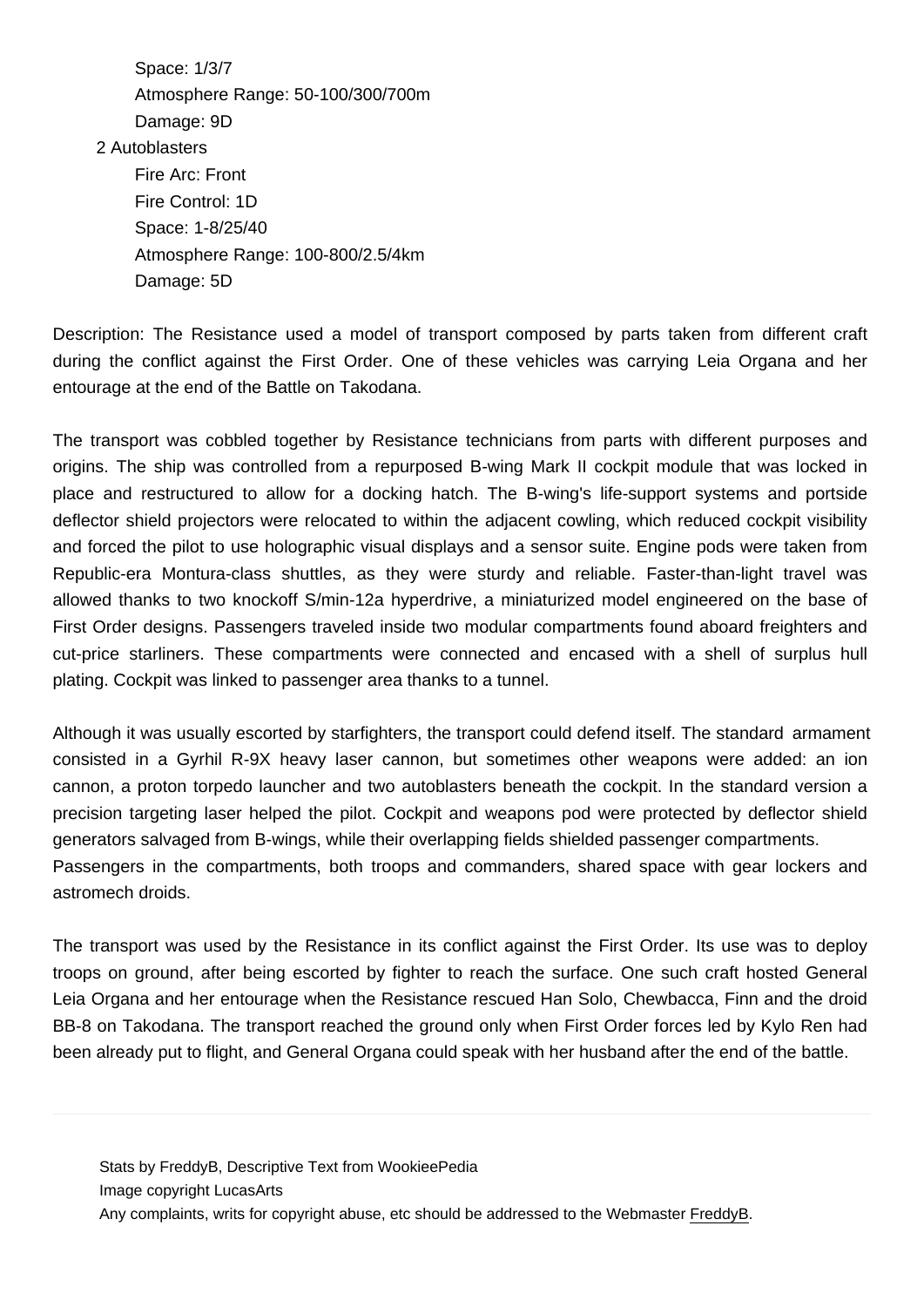Space: 1/3/7
Atmosphere Range: 50-100/300/700m
Damage: 9D

2 Autoblasters
Fire Arc: Front
Fire Control: 1D
Space: 1-8/25/40
Atmosphere Range: 100-800/2.5/4km
Damage: 5D

Description: The Resistance used a model of transport composed by parts taken from different craft during the conflict against the First Order. One of these vehicles was carrying Leia Organa and her entourage at the end of the Battle on Takodana.

The transport was cobbled together by Resistance technicians from parts with different purposes and origins. The ship was controlled from a repurposed B-wing Mark II cockpit module that was locked in place and restructured to allow for a docking hatch. The B-wing's life-support systems and portside deflector shield projectors were relocated to within the adjacent cowling, which reduced cockpit visibility and forced the pilot to use holographic visual displays and a sensor suite. Engine pods were taken from Republic-era Montura-class shuttles, as they were sturdy and reliable. Faster-than-light travel was allowed thanks to two knockoff S/min-12a hyperdrive, a miniaturized model engineered on the base of First Order designs. Passengers traveled inside two modular compartments found aboard freighters and cut-price starliners. These compartments were connected and encased with a shell of surplus hull plating. Cockpit was linked to passenger area thanks to a tunnel.

Although it was usually escorted by starfighters, the transport could defend itself. The standard armament consisted in a Gyrhil R-9X heavy laser cannon, but sometimes other weapons were added: an ion cannon, a proton torpedo launcher and two autoblasters beneath the cockpit. In the standard version a precision targeting laser helped the pilot. Cockpit and weapons pod were protected by deflector shield generators salvaged from B-wings, while their overlapping fields shielded passenger compartments.
Passengers in the compartments, both troops and commanders, shared space with gear lockers and astromech droids.

The transport was used by the Resistance in its conflict against the First Order. Its use was to deploy troops on ground, after being escorted by fighter to reach the surface. One such craft hosted General Leia Organa and her entourage when the Resistance rescued Han Solo, Chewbacca, Finn and the droid BB-8 on Takodana. The transport reached the ground only when First Order forces led by Kylo Ren had been already put to flight, and General Organa could speak with her husband after the end of the battle.

---

Stats by FreddyB, Descriptive Text from WookieePedia
Image copyright LucasArts
Any complaints, writs for copyright abuse, etc should be addressed to the Webmaster FreddyB.